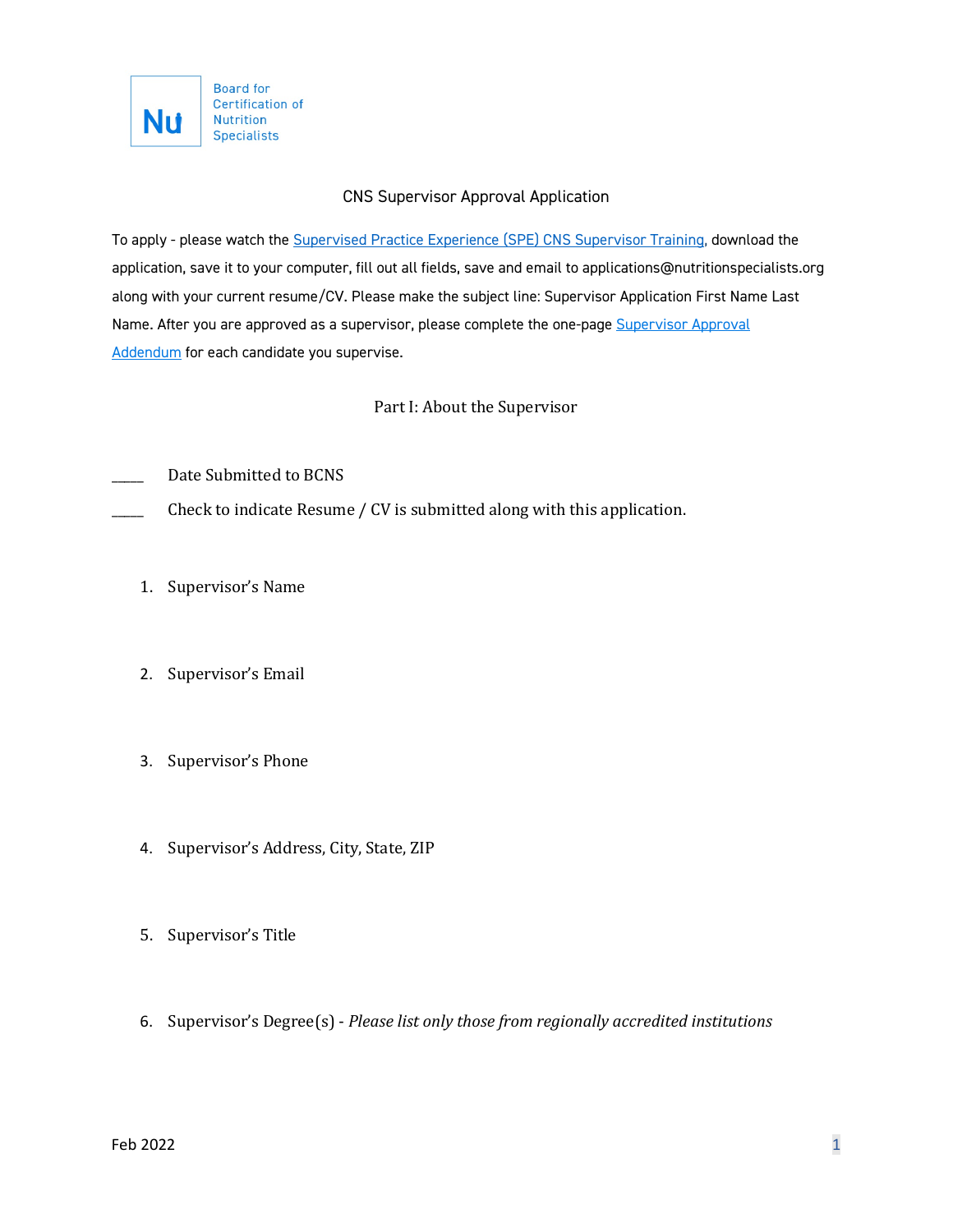Board for Certification of Nutrition Specialists

# CNS Supervisor Approval Application

To apply - please watch the Supervised Practice Experience (SPE) CNS Supervisor Training, download the application, save it to your computer, fill out all fields, save and email to applications@nutritionspecialists.org along with your current resume/CV. Please make the subject line: Supervisor Application First Name Last Name. After you are approved as a supervisor, please complete the one-page Supervisor Approval Addendum for each candidate you supervise.

## Part I: About the Supervisor

_____ Date Submitted to BCNS

_____ Check to indicate Resume / CV is submitted along with this application.

1. Supervisor's Name

2. Supervisor's Email

3. Supervisor's Phone

4. Supervisor's Address, City, State, ZIP

5. Supervisor's Title

6. Supervisor's Degree(s) - *Please list only those from regionally accredited institutions*

Feb 2022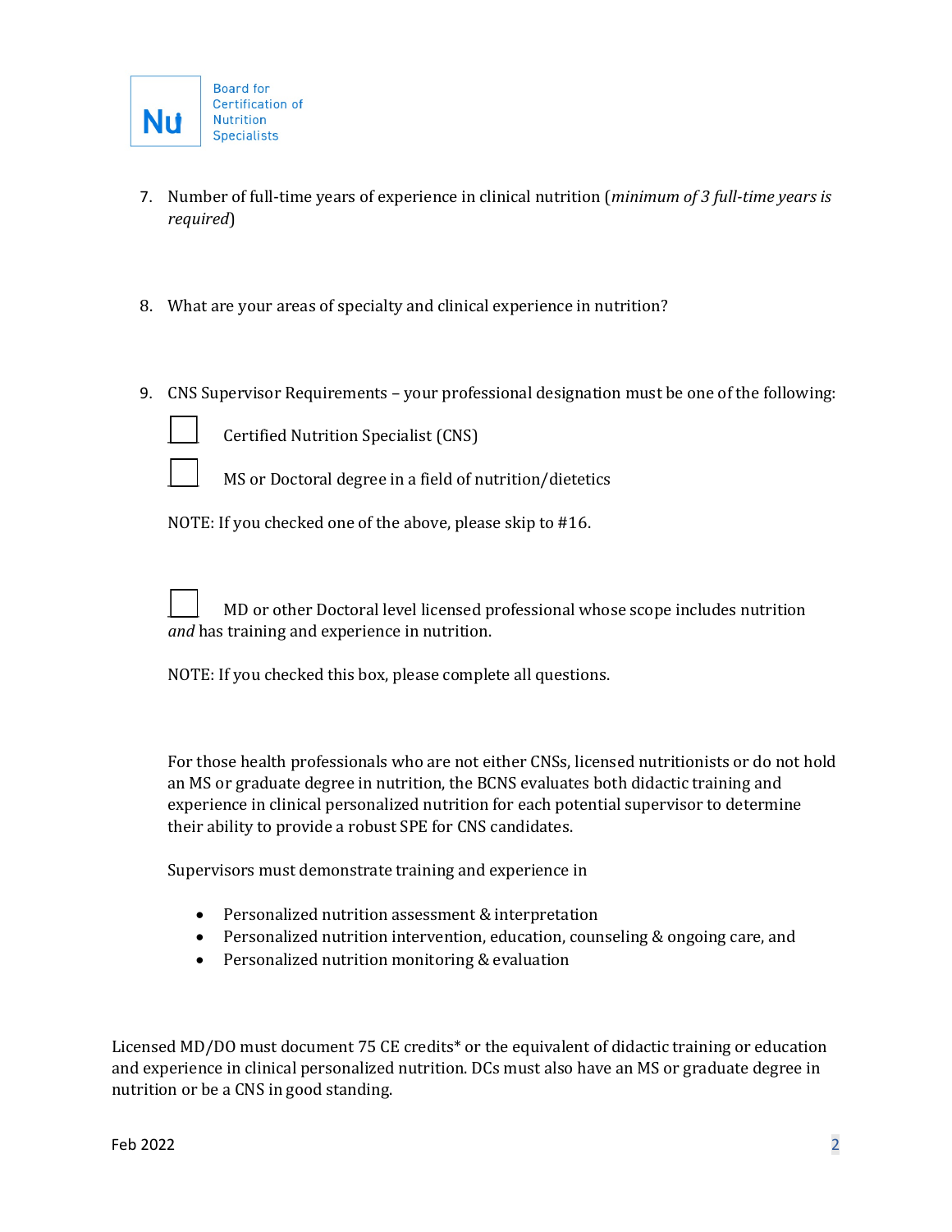7. Number of full-time years of experience in clinical nutrition (*minimum of 3 full-time years is required*)

8. What are your areas of specialty and clinical experience in nutrition?

9. CNS Supervisor Requirements – your professional designation must be one of the following:

   ☐ Certified Nutrition Specialist (CNS)

   ☐ MS or Doctoral degree in a field of nutrition/dietetics

   NOTE: If you checked one of the above, please skip to #16.

   ☐ MD or other Doctoral level licensed professional whose scope includes nutrition *and* has training and experience in nutrition.

   NOTE: If you checked this box, please complete all questions.

   For those health professionals who are not either CNSs, licensed nutritionists or do not hold an MS or graduate degree in nutrition, the BCNS evaluates both didactic training and experience in clinical personalized nutrition for each potential supervisor to determine their ability to provide a robust SPE for CNS candidates.

   Supervisors must demonstrate training and experience in

   - Personalized nutrition assessment & interpretation
   - Personalized nutrition intervention, education, counseling & ongoing care, and
   - Personalized nutrition monitoring & evaluation

Licensed MD/DO must document 75 CE credits* or the equivalent of didactic training or education and experience in clinical personalized nutrition. DCs must also have an MS or graduate degree in nutrition or be a CNS in good standing.

Feb 2022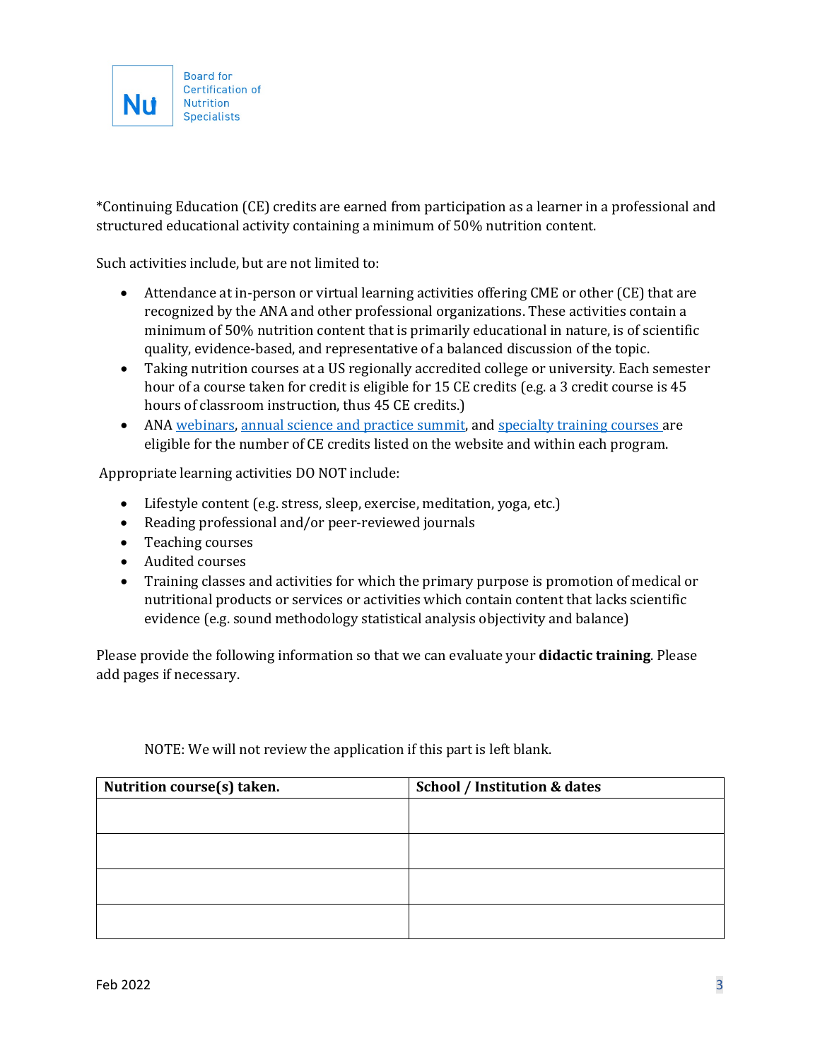*Continuing Education (CE) credits are earned from participation as a learner in a professional and structured educational activity containing a minimum of 50% nutrition content.

Such activities include, but are not limited to:

- Attendance at in-person or virtual learning activities offering CME or other (CE) that are recognized by the ANA and other professional organizations. These activities contain a minimum of 50% nutrition content that is primarily educational in nature, is of scientific quality, evidence-based, and representative of a balanced discussion of the topic.
- Taking nutrition courses at a US regionally accredited college or university. Each semester hour of a course taken for credit is eligible for 15 CE credits (e.g. a 3 credit course is 45 hours of classroom instruction, thus 45 CE credits.)
- ANA webinars, annual science and practice summit, and specialty training courses are eligible for the number of CE credits listed on the website and within each program.

Appropriate learning activities DO NOT include:

- Lifestyle content (e.g. stress, sleep, exercise, meditation, yoga, etc.)
- Reading professional and/or peer-reviewed journals
- Teaching courses
- Audited courses
- Training classes and activities for which the primary purpose is promotion of medical or nutritional products or services or activities which contain content that lacks scientific evidence (e.g. sound methodology statistical analysis objectivity and balance)

Please provide the following information so that we can evaluate your **didactic training**. Please add pages if necessary.

NOTE: We will not review the application if this part is left blank.

| Nutrition course(s) taken. | School / Institution & dates |
|---|---|
| | |
| | |
| | |
| | |

Feb 2022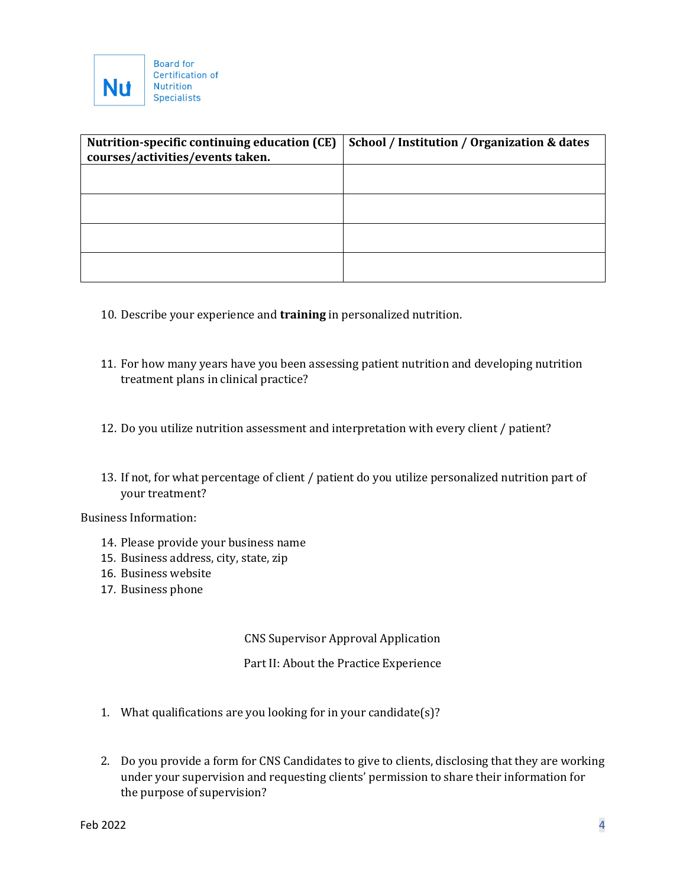| Nutrition-specific continuing education (CE) courses/activities/events taken. | School / Institution / Organization & dates |
|---|---|
| | |
| | |
| | |
| | |

10. Describe your experience and **training** in personalized nutrition.

11. For how many years have you been assessing patient nutrition and developing nutrition treatment plans in clinical practice?

12. Do you utilize nutrition assessment and interpretation with every client / patient?

13. If not, for what percentage of client / patient do you utilize personalized nutrition part of your treatment?

Business Information:

14. Please provide your business name
15. Business address, city, state, zip
16. Business website
17. Business phone

CNS Supervisor Approval Application

Part II: About the Practice Experience

1. What qualifications are you looking for in your candidate(s)?

2. Do you provide a form for CNS Candidates to give to clients, disclosing that they are working under your supervision and requesting clients' permission to share their information for the purpose of supervision?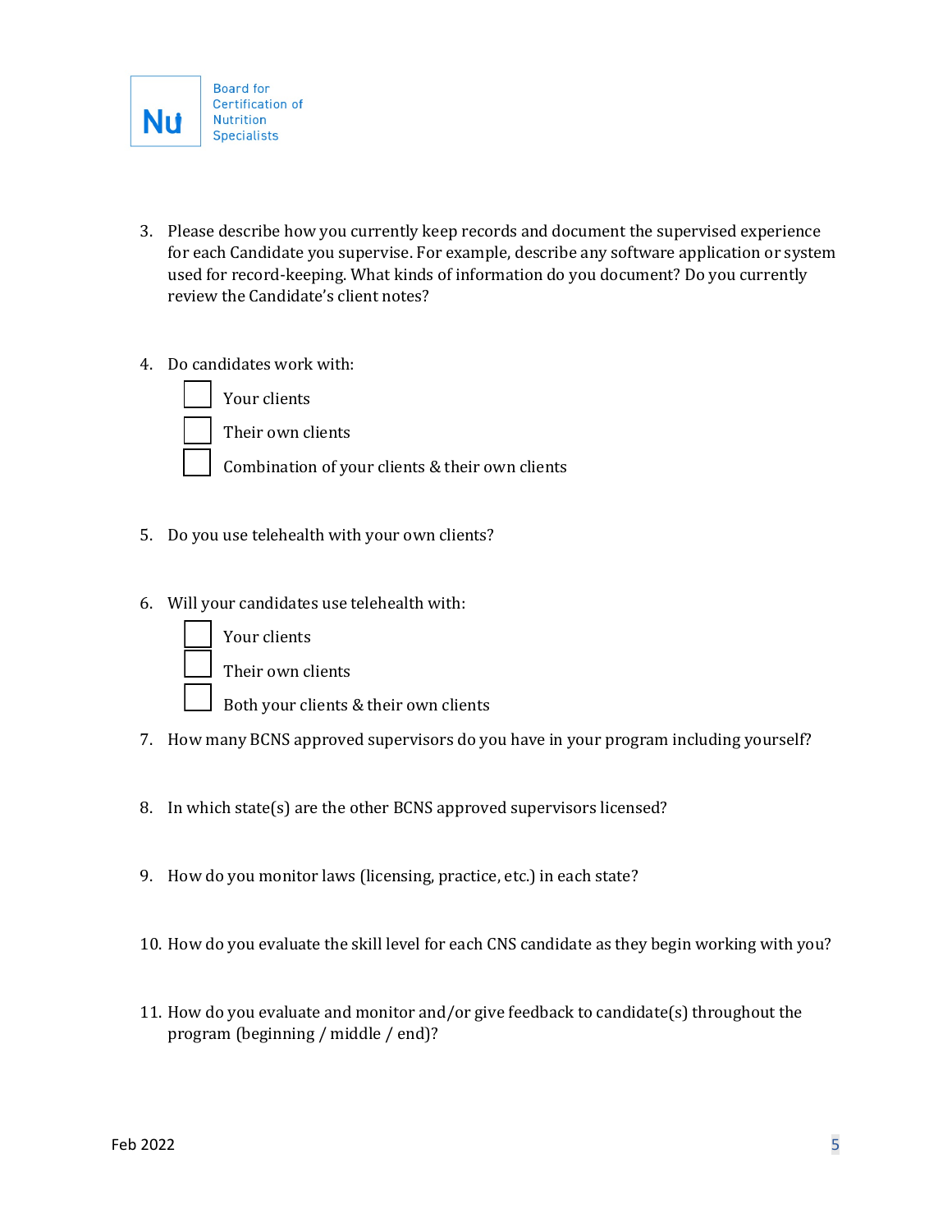3. Please describe how you currently keep records and document the supervised experience for each Candidate you supervise. For example, describe any software application or system used for record-keeping. What kinds of information do you document? Do you currently review the Candidate's client notes?

4. Do candidates work with:
   - ☐ Your clients
   - ☐ Their own clients
   - ☐ Combination of your clients & their own clients

5. Do you use telehealth with your own clients?

6. Will your candidates use telehealth with:
   - ☐ Your clients
   - ☐ Their own clients
   - ☐ Both your clients & their own clients

7. How many BCNS approved supervisors do you have in your program including yourself?

8. In which state(s) are the other BCNS approved supervisors licensed?

9. How do you monitor laws (licensing, practice, etc.) in each state?

10. How do you evaluate the skill level for each CNS candidate as they begin working with you?

11. How do you evaluate and monitor and/or give feedback to candidate(s) throughout the program (beginning / middle / end)?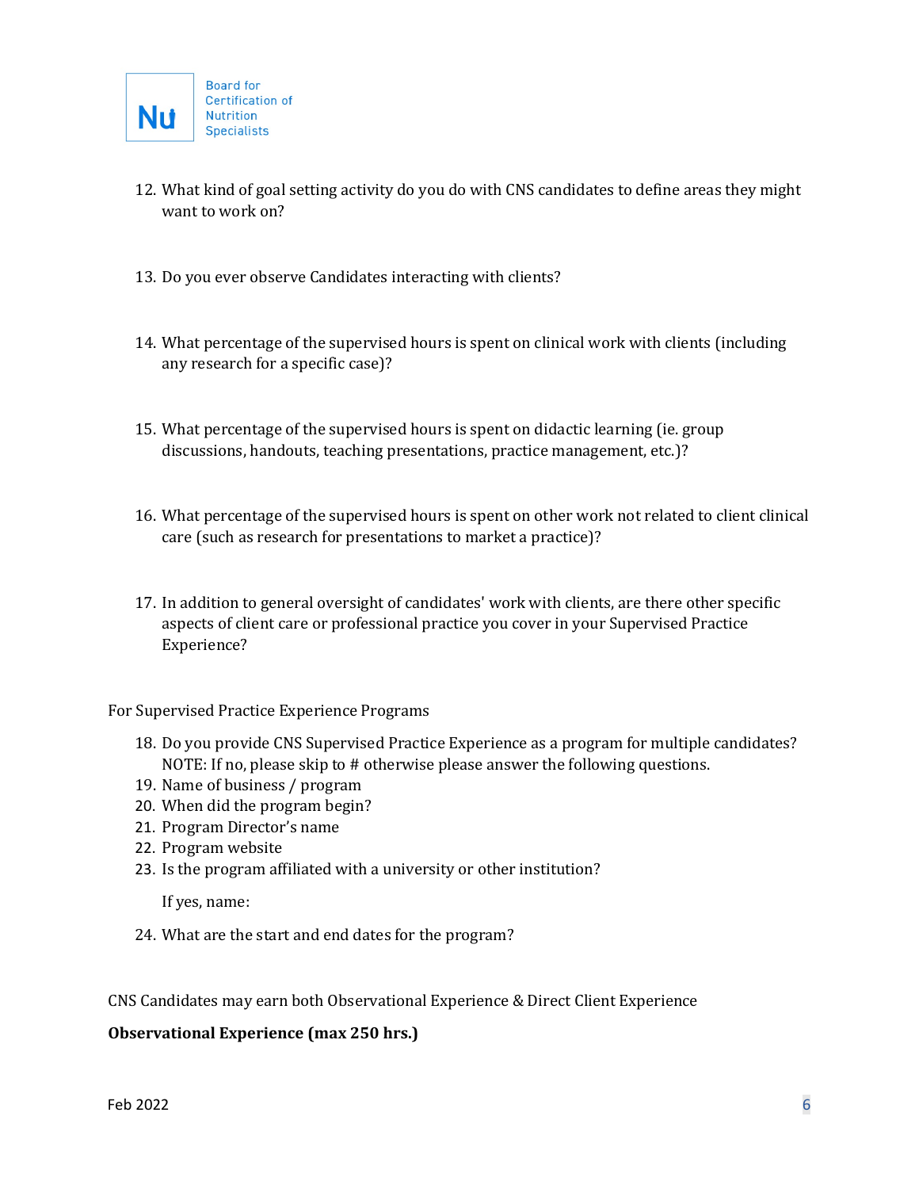12. What kind of goal setting activity do you do with CNS candidates to define areas they might want to work on?

13. Do you ever observe Candidates interacting with clients?

14. What percentage of the supervised hours is spent on clinical work with clients (including any research for a specific case)?

15. What percentage of the supervised hours is spent on didactic learning (ie. group discussions, handouts, teaching presentations, practice management, etc.)?

16. What percentage of the supervised hours is spent on other work not related to client clinical care (such as research for presentations to market a practice)?

17. In addition to general oversight of candidates' work with clients, are there other specific aspects of client care or professional practice you cover in your Supervised Practice Experience?

For Supervised Practice Experience Programs

18. Do you provide CNS Supervised Practice Experience as a program for multiple candidates? NOTE: If no, please skip to # otherwise please answer the following questions.
19. Name of business / program
20. When did the program begin?
21. Program Director's name
22. Program website
23. Is the program affiliated with a university or other institution?

    If yes, name:

24. What are the start and end dates for the program?

CNS Candidates may earn both Observational Experience & Direct Client Experience

**Observational Experience (max 250 hrs.)**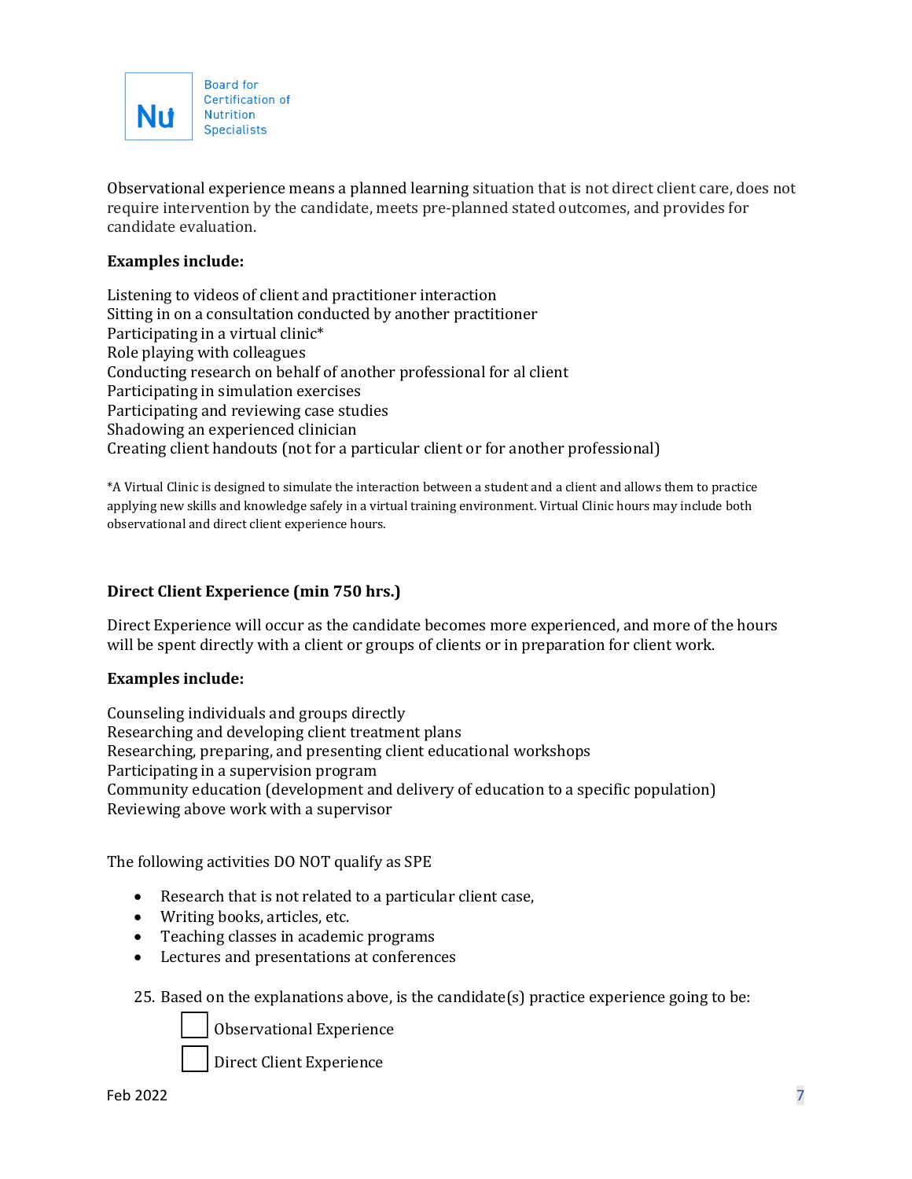Observational experience means a planned learning situation that is not direct client care, does not require intervention by the candidate, meets pre-planned stated outcomes, and provides for candidate evaluation.

**Examples include:**

Listening to videos of client and practitioner interaction
Sitting in on a consultation conducted by another practitioner
Participating in a virtual clinic*
Role playing with colleagues
Conducting research on behalf of another professional for al client
Participating in simulation exercises
Participating and reviewing case studies
Shadowing an experienced clinician
Creating client handouts (not for a particular client or for another professional)

*A Virtual Clinic is designed to simulate the interaction between a student and a client and allows them to practice applying new skills and knowledge safely in a virtual training environment. Virtual Clinic hours may include both observational and direct client experience hours.

**Direct Client Experience (min 750 hrs.)**

Direct Experience will occur as the candidate becomes more experienced, and more of the hours will be spent directly with a client or groups of clients or in preparation for client work.

**Examples include:**

Counseling individuals and groups directly
Researching and developing client treatment plans
Researching, preparing, and presenting client educational workshops
Participating in a supervision program
Community education (development and delivery of education to a specific population)
Reviewing above work with a supervisor

The following activities DO NOT qualify as SPE

- Research that is not related to a particular client case,
- Writing books, articles, etc.
- Teaching classes in academic programs
- Lectures and presentations at conferences

25. Based on the explanations above, is the candidate(s) practice experience going to be:

☐ Observational Experience

☐ Direct Client Experience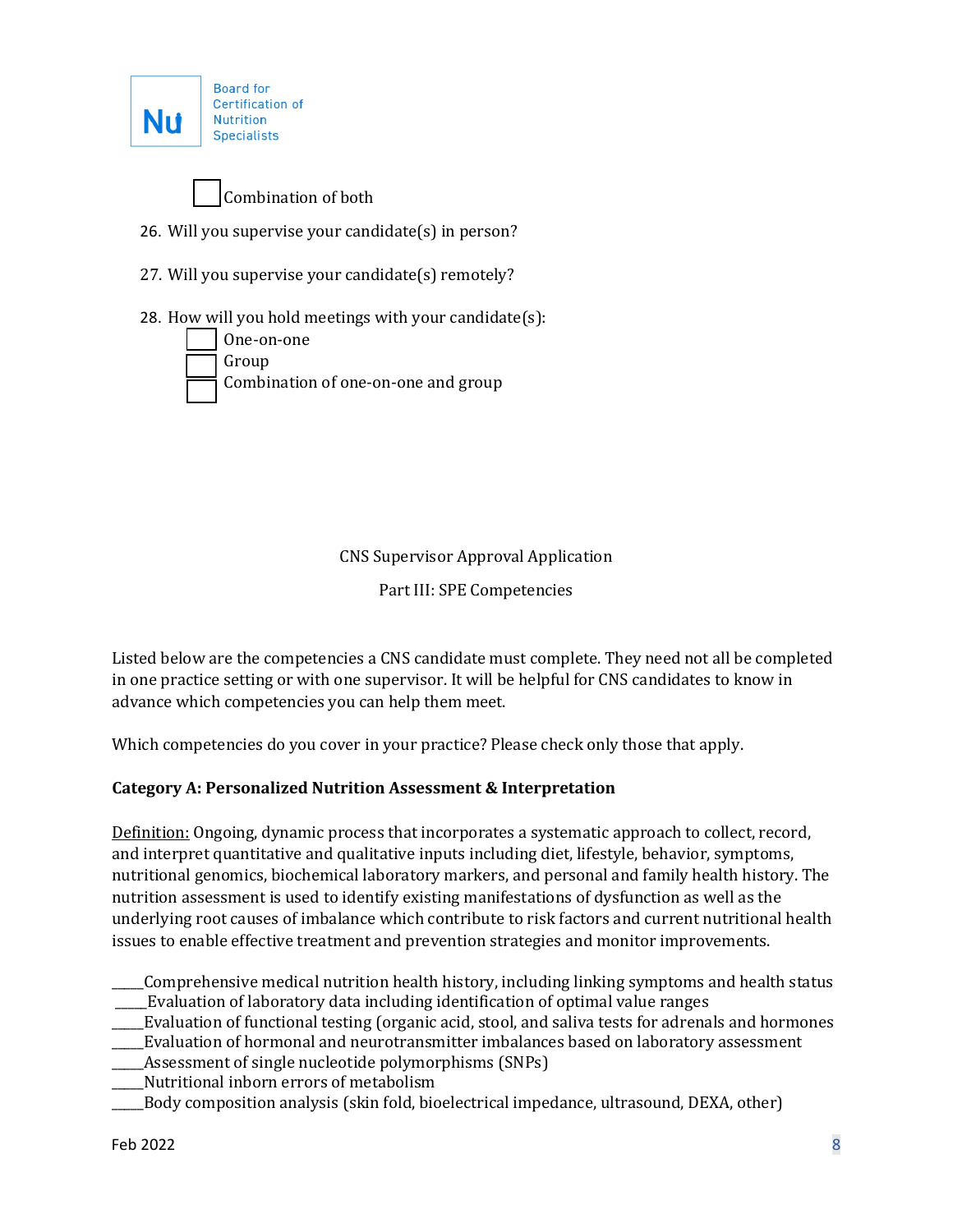- [ ] Combination of both

26. Will you supervise your candidate(s) in person?

27. Will you supervise your candidate(s) remotely?

28. How will you hold meetings with your candidate(s):
    - [ ] One-on-one
    - [ ] Group
    - [ ] Combination of one-on-one and group

CNS Supervisor Approval Application

Part III: SPE Competencies

Listed below are the competencies a CNS candidate must complete. They need not all be completed in one practice setting or with one supervisor. It will be helpful for CNS candidates to know in advance which competencies you can help them meet.

Which competencies do you cover in your practice? Please check only those that apply.

**Category A: Personalized Nutrition Assessment & Interpretation**

Definition: Ongoing, dynamic process that incorporates a systematic approach to collect, record, and interpret quantitative and qualitative inputs including diet, lifestyle, behavior, symptoms, nutritional genomics, biochemical laboratory markers, and personal and family health history. The nutrition assessment is used to identify existing manifestations of dysfunction as well as the underlying root causes of imbalance which contribute to risk factors and current nutritional health issues to enable effective treatment and prevention strategies and monitor improvements.

_____Comprehensive medical nutrition health history, including linking symptoms and health status
_____Evaluation of laboratory data including identification of optimal value ranges
_____Evaluation of functional testing (organic acid, stool, and saliva tests for adrenals and hormones
_____Evaluation of hormonal and neurotransmitter imbalances based on laboratory assessment
_____Assessment of single nucleotide polymorphisms (SNPs)
_____Nutritional inborn errors of metabolism
_____Body composition analysis (skin fold, bioelectrical impedance, ultrasound, DEXA, other)

Feb 2022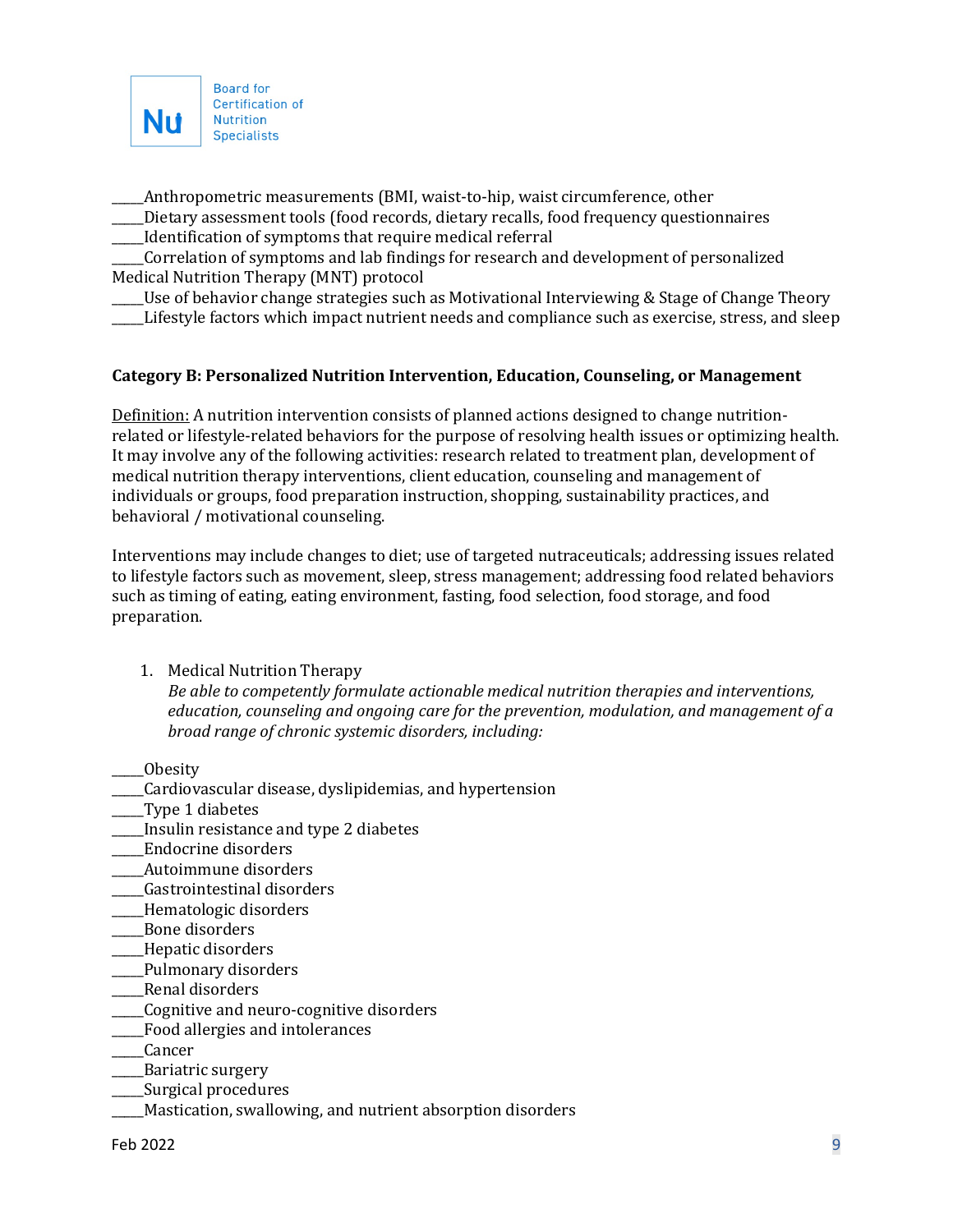_____Anthropometric measurements (BMI, waist-to-hip, waist circumference, other
_____Dietary assessment tools (food records, dietary recalls, food frequency questionnaires
_____Identification of symptoms that require medical referral
_____Correlation of symptoms and lab findings for research and development of personalized Medical Nutrition Therapy (MNT) protocol
_____Use of behavior change strategies such as Motivational Interviewing & Stage of Change Theory
_____Lifestyle factors which impact nutrient needs and compliance such as exercise, stress, and sleep

**Category B: Personalized Nutrition Intervention, Education, Counseling, or Management**

Definition: A nutrition intervention consists of planned actions designed to change nutrition-related or lifestyle-related behaviors for the purpose of resolving health issues or optimizing health. It may involve any of the following activities: research related to treatment plan, development of medical nutrition therapy interventions, client education, counseling and management of individuals or groups, food preparation instruction, shopping, sustainability practices, and behavioral / motivational counseling.

Interventions may include changes to diet; use of targeted nutraceuticals; addressing issues related to lifestyle factors such as movement, sleep, stress management; addressing food related behaviors such as timing of eating, eating environment, fasting, food selection, food storage, and food preparation.

1. Medical Nutrition Therapy
   *Be able to competently formulate actionable medical nutrition therapies and interventions, education, counseling and ongoing care for the prevention, modulation, and management of a broad range of chronic systemic disorders, including:*

_____Obesity
_____Cardiovascular disease, dyslipidemias, and hypertension
_____Type 1 diabetes
_____Insulin resistance and type 2 diabetes
_____Endocrine disorders
_____Autoimmune disorders
_____Gastrointestinal disorders
_____Hematologic disorders
_____Bone disorders
_____Hepatic disorders
_____Pulmonary disorders
_____Renal disorders
_____Cognitive and neuro-cognitive disorders
_____Food allergies and intolerances
_____Cancer
_____Bariatric surgery
_____Surgical procedures
_____Mastication, swallowing, and nutrient absorption disorders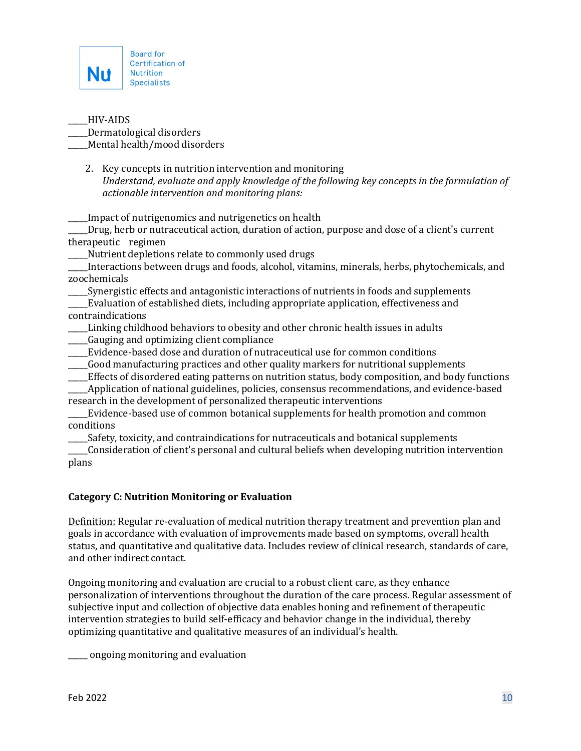_____HIV-AIDS
_____Dermatological disorders
_____Mental health/mood disorders

2. Key concepts in nutrition intervention and monitoring
   *Understand, evaluate and apply knowledge of the following key concepts in the formulation of actionable intervention and monitoring plans:*

_____Impact of nutrigenomics and nutrigenetics on health
_____Drug, herb or nutraceutical action, duration of action, purpose and dose of a client's current therapeutic regimen
_____Nutrient depletions relate to commonly used drugs
_____Interactions between drugs and foods, alcohol, vitamins, minerals, herbs, phytochemicals, and zoochemicals
_____Synergistic effects and antagonistic interactions of nutrients in foods and supplements
_____Evaluation of established diets, including appropriate application, effectiveness and contraindications
_____Linking childhood behaviors to obesity and other chronic health issues in adults
_____Gauging and optimizing client compliance
_____Evidence-based dose and duration of nutraceutical use for common conditions
_____Good manufacturing practices and other quality markers for nutritional supplements
_____Effects of disordered eating patterns on nutrition status, body composition, and body functions
_____Application of national guidelines, policies, consensus recommendations, and evidence-based research in the development of personalized therapeutic interventions
_____Evidence-based use of common botanical supplements for health promotion and common conditions
_____Safety, toxicity, and contraindications for nutraceuticals and botanical supplements
_____Consideration of client's personal and cultural beliefs when developing nutrition intervention plans

**Category C: Nutrition Monitoring or Evaluation**

Definition: Regular re-evaluation of medical nutrition therapy treatment and prevention plan and goals in accordance with evaluation of improvements made based on symptoms, overall health status, and quantitative and qualitative data. Includes review of clinical research, standards of care, and other indirect contact.

Ongoing monitoring and evaluation are crucial to a robust client care, as they enhance personalization of interventions throughout the duration of the care process. Regular assessment of subjective input and collection of objective data enables honing and refinement of therapeutic intervention strategies to build self-efficacy and behavior change in the individual, thereby optimizing quantitative and qualitative measures of an individual's health.

_____ ongoing monitoring and evaluation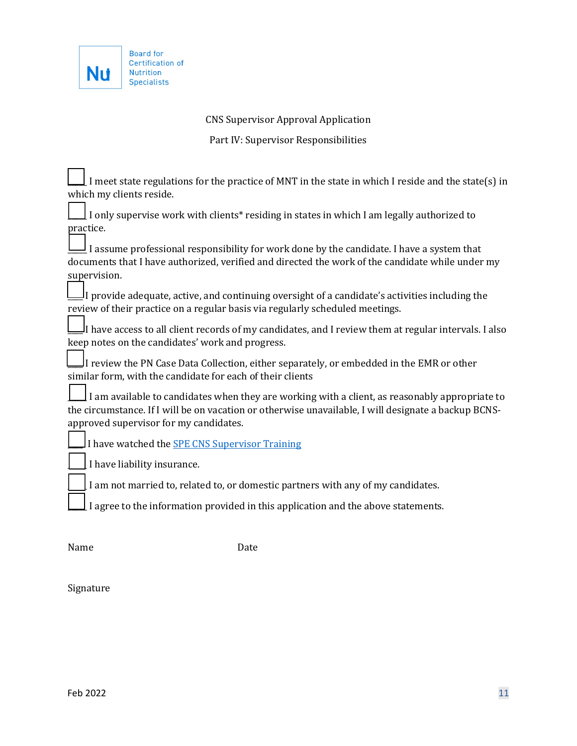Board for Certification of Nutrition Specialists

CNS Supervisor Approval Application

Part IV: Supervisor Responsibilities

☐ I meet state regulations for the practice of MNT in the state in which I reside and the state(s) in which my clients reside.

☐ I only supervise work with clients* residing in states in which I am legally authorized to practice.

☐ I assume professional responsibility for work done by the candidate. I have a system that documents that I have authorized, verified and directed the work of the candidate while under my supervision.

☐ I provide adequate, active, and continuing oversight of a candidate's activities including the review of their practice on a regular basis via regularly scheduled meetings.

☐ I have access to all client records of my candidates, and I review them at regular intervals. I also keep notes on the candidates' work and progress.

☐ I review the PN Case Data Collection, either separately, or embedded in the EMR or other similar form, with the candidate for each of their clients

☐ I am available to candidates when they are working with a client, as reasonably appropriate to the circumstance. If I will be on vacation or otherwise unavailable, I will designate a backup BCNS-approved supervisor for my candidates.

☐ I have watched the [SPE CNS Supervisor Training]

☐ I have liability insurance.

☐ I am not married to, related to, or domestic partners with any of my candidates.

☐ I agree to the information provided in this application and the above statements.

Name                                        Date

Signature

Feb 2022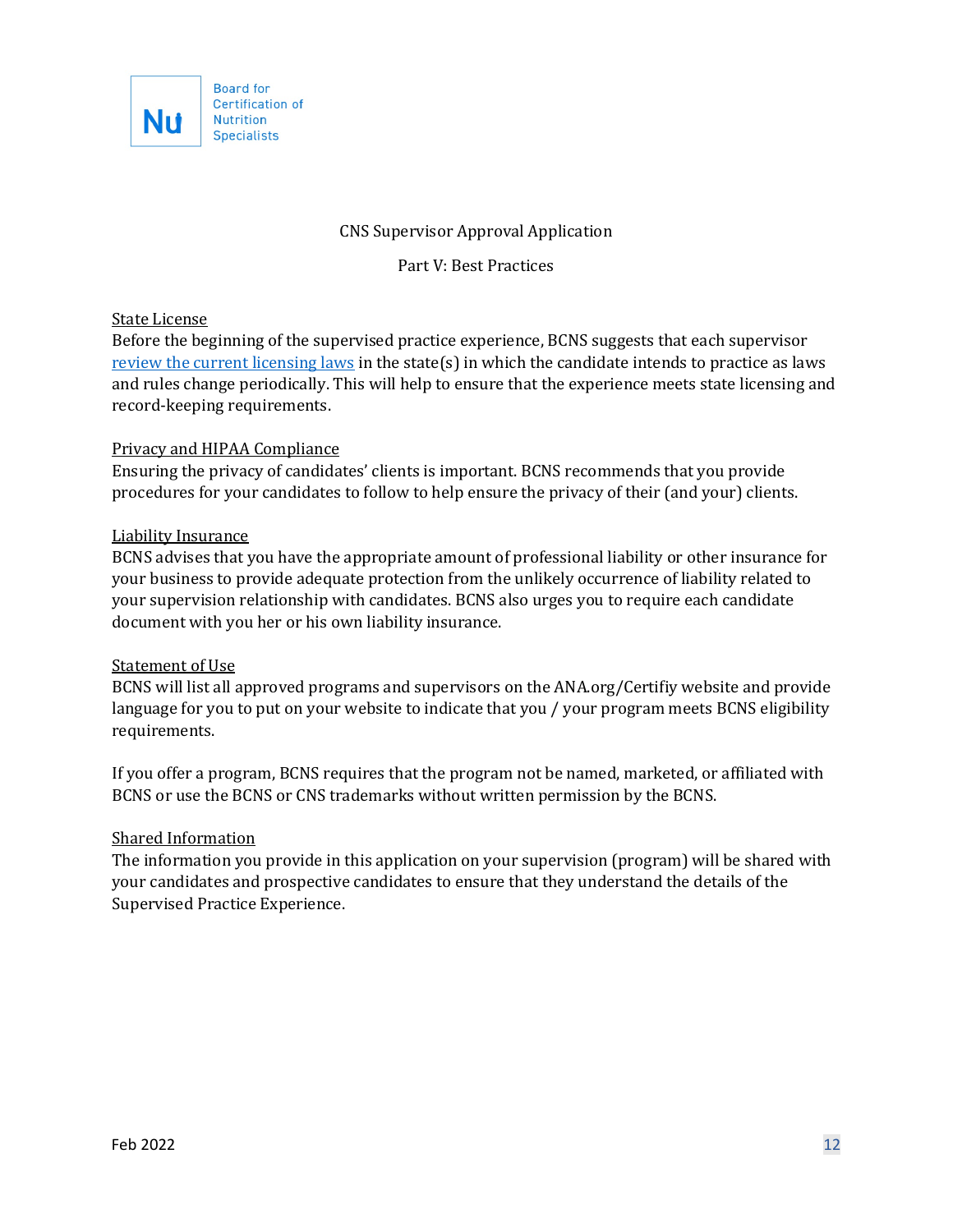Board for Certification of Nutrition Specialists

# CNS Supervisor Approval Application

## Part V: Best Practices

### State License

Before the beginning of the supervised practice experience, BCNS suggests that each supervisor review the current licensing laws in the state(s) in which the candidate intends to practice as laws and rules change periodically. This will help to ensure that the experience meets state licensing and record-keeping requirements.

### Privacy and HIPAA Compliance

Ensuring the privacy of candidates' clients is important. BCNS recommends that you provide procedures for your candidates to follow to help ensure the privacy of their (and your) clients.

### Liability Insurance

BCNS advises that you have the appropriate amount of professional liability or other insurance for your business to provide adequate protection from the unlikely occurrence of liability related to your supervision relationship with candidates. BCNS also urges you to require each candidate document with you her or his own liability insurance.

### Statement of Use

BCNS will list all approved programs and supervisors on the ANA.org/Certifiy website and provide language for you to put on your website to indicate that you / your program meets BCNS eligibility requirements.

If you offer a program, BCNS requires that the program not be named, marketed, or affiliated with BCNS or use the BCNS or CNS trademarks without written permission by the BCNS.

### Shared Information

The information you provide in this application on your supervision (program) will be shared with your candidates and prospective candidates to ensure that they understand the details of the Supervised Practice Experience.

Feb 2022